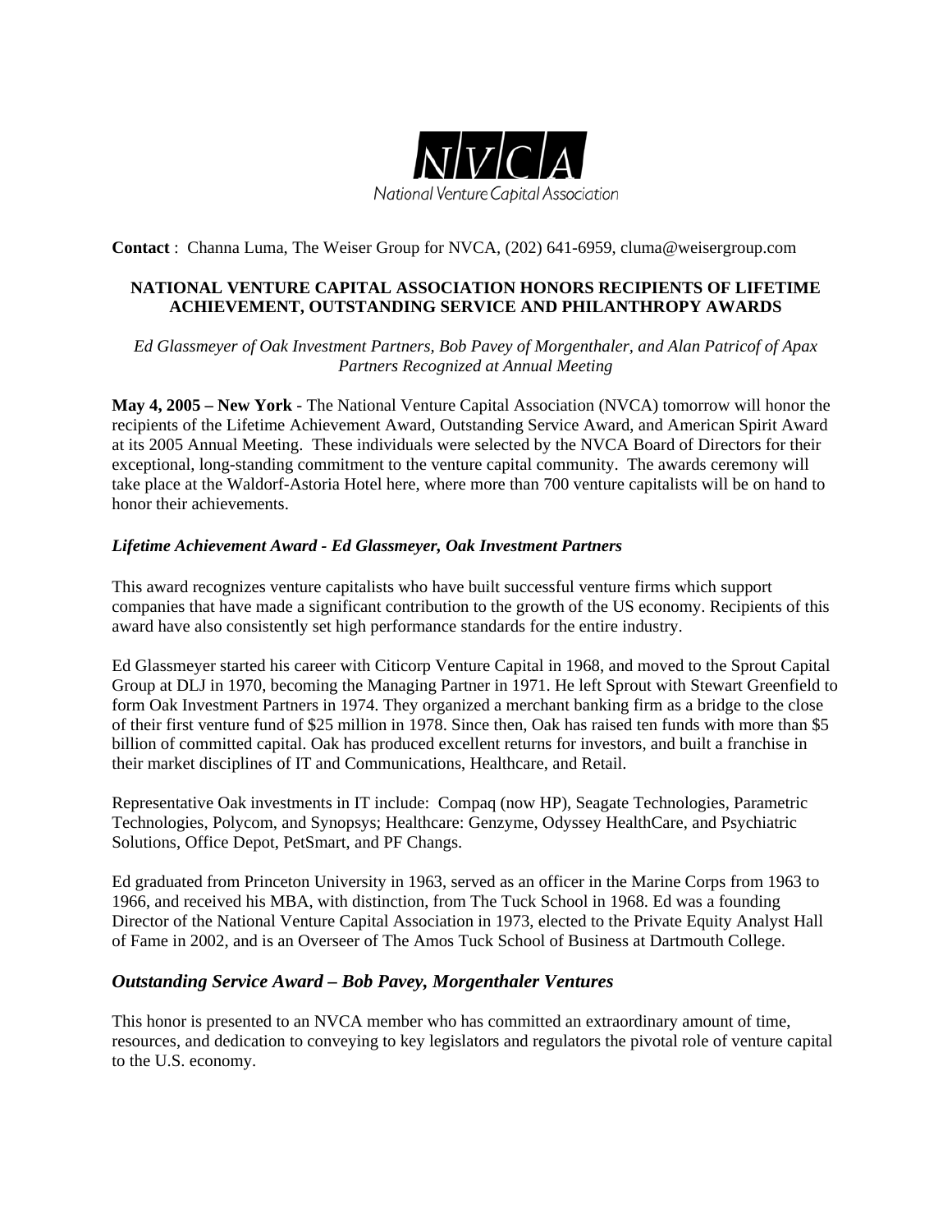NVCA
National Venture Capital Association

**Contact** : Channa Luma, The Weiser Group for NVCA, (202) 641-6959, cluma@weisergroup.com

# NATIONAL VENTURE CAPITAL ASSOCIATION HONORS RECIPIENTS OF LIFETIME ACHIEVEMENT, OUTSTANDING SERVICE AND PHILANTHROPY AWARDS

*Ed Glassmeyer of Oak Investment Partners, Bob Pavey of Morgenthaler, and Alan Patricof of Apax Partners Recognized at Annual Meeting*

**May 4, 2005 – New York** - The National Venture Capital Association (NVCA) tomorrow will honor the recipients of the Lifetime Achievement Award, Outstanding Service Award, and American Spirit Award at its 2005 Annual Meeting. These individuals were selected by the NVCA Board of Directors for their exceptional, long-standing commitment to the venture capital community. The awards ceremony will take place at the Waldorf-Astoria Hotel here, where more than 700 venture capitalists will be on hand to honor their achievements.

### *Lifetime Achievement Award - Ed Glassmeyer, Oak Investment Partners*

This award recognizes venture capitalists who have built successful venture firms which support companies that have made a significant contribution to the growth of the US economy. Recipients of this award have also consistently set high performance standards for the entire industry.

Ed Glassmeyer started his career with Citicorp Venture Capital in 1968, and moved to the Sprout Capital Group at DLJ in 1970, becoming the Managing Partner in 1971. He left Sprout with Stewart Greenfield to form Oak Investment Partners in 1974. They organized a merchant banking firm as a bridge to the close of their first venture fund of $25 million in 1978. Since then, Oak has raised ten funds with more than $5 billion of committed capital. Oak has produced excellent returns for investors, and built a franchise in their market disciplines of IT and Communications, Healthcare, and Retail.

Representative Oak investments in IT include: Compaq (now HP), Seagate Technologies, Parametric Technologies, Polycom, and Synopsys; Healthcare: Genzyme, Odyssey HealthCare, and Psychiatric Solutions, Office Depot, PetSmart, and PF Changs.

Ed graduated from Princeton University in 1963, served as an officer in the Marine Corps from 1963 to 1966, and received his MBA, with distinction, from The Tuck School in 1968. Ed was a founding Director of the National Venture Capital Association in 1973, elected to the Private Equity Analyst Hall of Fame in 2002, and is an Overseer of The Amos Tuck School of Business at Dartmouth College.

## *Outstanding Service Award – Bob Pavey, Morgenthaler Ventures*

This honor is presented to an NVCA member who has committed an extraordinary amount of time, resources, and dedication to conveying to key legislators and regulators the pivotal role of venture capital to the U.S. economy.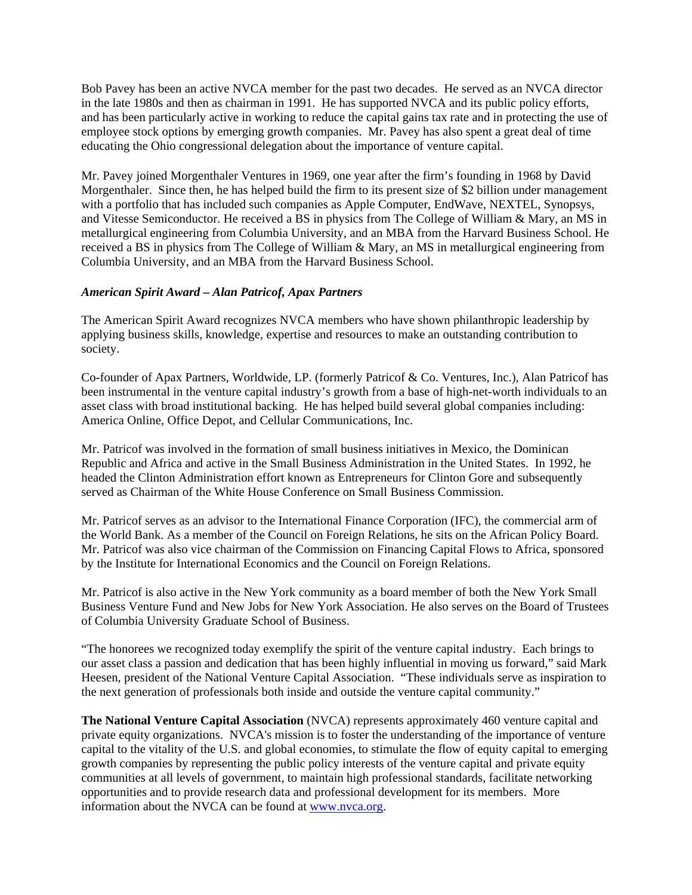Bob Pavey has been an active NVCA member for the past two decades. He served as an NVCA director in the late 1980s and then as chairman in 1991. He has supported NVCA and its public policy efforts, and has been particularly active in working to reduce the capital gains tax rate and in protecting the use of employee stock options by emerging growth companies. Mr. Pavey has also spent a great deal of time educating the Ohio congressional delegation about the importance of venture capital.

Mr. Pavey joined Morgenthaler Ventures in 1969, one year after the firm's founding in 1968 by David Morgenthaler. Since then, he has helped build the firm to its present size of $2 billion under management with a portfolio that has included such companies as Apple Computer, EndWave, NEXTEL, Synopsys, and Vitesse Semiconductor. He received a BS in physics from The College of William & Mary, an MS in metallurgical engineering from Columbia University, and an MBA from the Harvard Business School. He received a BS in physics from The College of William & Mary, an MS in metallurgical engineering from Columbia University, and an MBA from the Harvard Business School.

***American Spirit Award – Alan Patricof, Apax Partners***

The American Spirit Award recognizes NVCA members who have shown philanthropic leadership by applying business skills, knowledge, expertise and resources to make an outstanding contribution to society.

Co-founder of Apax Partners, Worldwide, LP. (formerly Patricof & Co. Ventures, Inc.), Alan Patricof has been instrumental in the venture capital industry's growth from a base of high-net-worth individuals to an asset class with broad institutional backing. He has helped build several global companies including: America Online, Office Depot, and Cellular Communications, Inc.

Mr. Patricof was involved in the formation of small business initiatives in Mexico, the Dominican Republic and Africa and active in the Small Business Administration in the United States. In 1992, he headed the Clinton Administration effort known as Entrepreneurs for Clinton Gore and subsequently served as Chairman of the White House Conference on Small Business Commission.

Mr. Patricof serves as an advisor to the International Finance Corporation (IFC), the commercial arm of the World Bank. As a member of the Council on Foreign Relations, he sits on the African Policy Board. Mr. Patricof was also vice chairman of the Commission on Financing Capital Flows to Africa, sponsored by the Institute for International Economics and the Council on Foreign Relations.

Mr. Patricof is also active in the New York community as a board member of both the New York Small Business Venture Fund and New Jobs for New York Association. He also serves on the Board of Trustees of Columbia University Graduate School of Business.

"The honorees we recognized today exemplify the spirit of the venture capital industry. Each brings to our asset class a passion and dedication that has been highly influential in moving us forward," said Mark Heesen, president of the National Venture Capital Association. "These individuals serve as inspiration to the next generation of professionals both inside and outside the venture capital community."

**The National Venture Capital Association** (NVCA) represents approximately 460 venture capital and private equity organizations. NVCA's mission is to foster the understanding of the importance of venture capital to the vitality of the U.S. and global economies, to stimulate the flow of equity capital to emerging growth companies by representing the public policy interests of the venture capital and private equity communities at all levels of government, to maintain high professional standards, facilitate networking opportunities and to provide research data and professional development for its members. More information about the NVCA can be found at www.nvca.org.